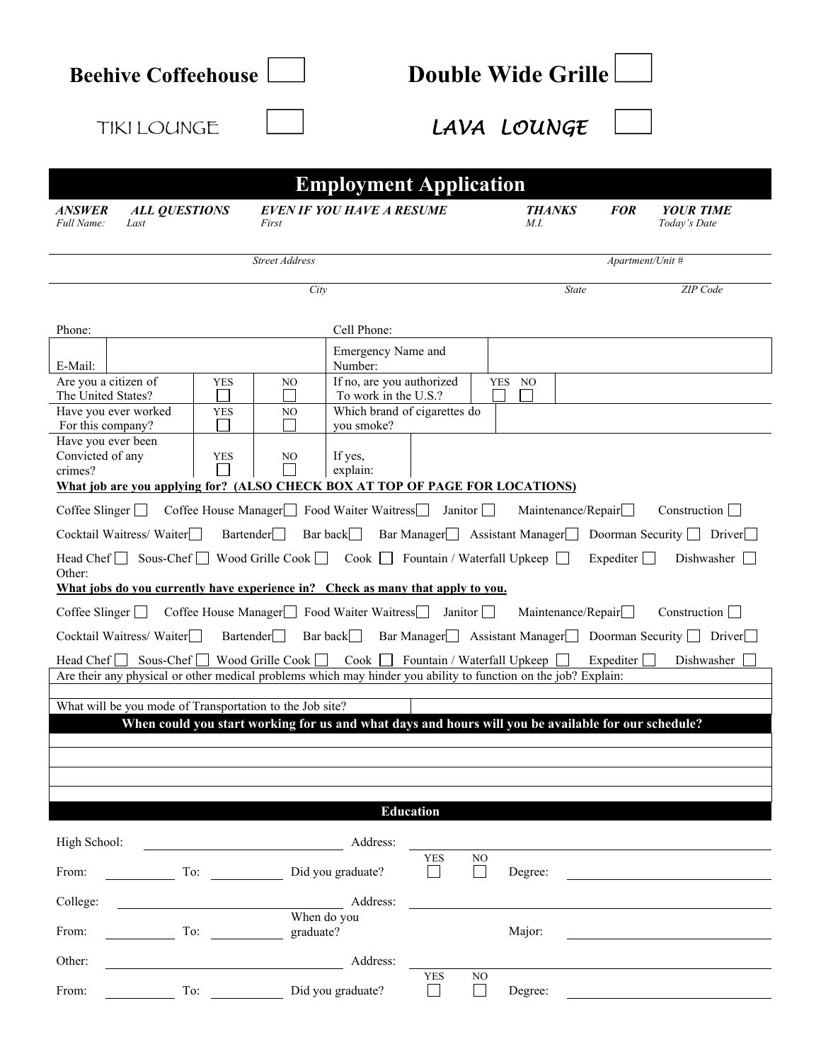Beehive Coffeehouse ☐ Double Wide Grille ☐

TIKI LOUNGE ☐ LAVA LOUNGE ☐

# Employment Application

***ANSWER ALL QUESTIONS EVEN IF YOU HAVE A RESUME THANKS FOR YOUR TIME***

| *Full Name:* | *Last* | *First* | *M.I.* | *Today's Date* |
|---|---|---|---|---|
| | | | | |

| *Street Address* | *Apartment/Unit #* |
|---|---|
| | |

| *City* | *State* | *ZIP Code* |
|---|---|---|
| | | |

| Phone: | | Cell Phone: | |
|---|---|---|---|
| E-Mail: | | Emergency Name and Number: | |
| Are you a citizen of The United States? | YES ☐ NO ☐ | If no, are you authorized To work in the U.S.? | YES ☐ NO ☐ |
| Have you ever worked For this company? | YES ☐ NO ☐ | Which brand of cigarettes do you smoke? | |
| Have you ever been Convicted of any crimes? | YES ☐ NO ☐ | If yes, explain: | |

**What job are you applying for? (ALSO CHECK BOX AT TOP OF PAGE FOR LOCATIONS)**

Coffee Slinger ☐ Coffee House Manager ☐ Food Waiter Waitress ☐ Janitor ☐ Maintenance/Repair ☐ Construction ☐

Cocktail Waitress/ Waiter ☐ Bartender ☐ Bar back ☐ Bar Manager ☐ Assistant Manager ☐ Doorman Security ☐ Driver ☐

Head Chef ☐ Sous-Chef ☐ Wood Grille Cook ☐ Cook ☐ Fountain / Waterfall Upkeep ☐ Expediter ☐ Dishwasher ☐

Other:

**What jobs do you currently have experience in? Check as many that apply to you.**

Coffee Slinger ☐ Coffee House Manager ☐ Food Waiter Waitress ☐ Janitor ☐ Maintenance/Repair ☐ Construction ☐

Cocktail Waitress/ Waiter ☐ Bartender ☐ Bar back ☐ Bar Manager ☐ Assistant Manager ☐ Doorman Security ☐ Driver ☐

Head Chef ☐ Sous-Chef ☐ Wood Grille Cook ☐ Cook ☐ Fountain / Waterfall Upkeep ☐ Expediter ☐ Dishwasher ☐

Are their any physical or other medical problems which may hinder you ability to function on the job? Explain:

What will be you mode of Transportation to the Job site?

**When could you start working for us and what days and hours will you be available for our schedule?**

## Education

| High School: | | Address: | |
|---|---|---|---|
| From: | To: | Did you graduate? YES ☐ NO ☐ | Degree: |
| College: | | Address: | |
| From: | To: | When do you graduate? | Major: |
| Other: | | Address: | |
| From: | To: | Did you graduate? YES ☐ NO ☐ | Degree: |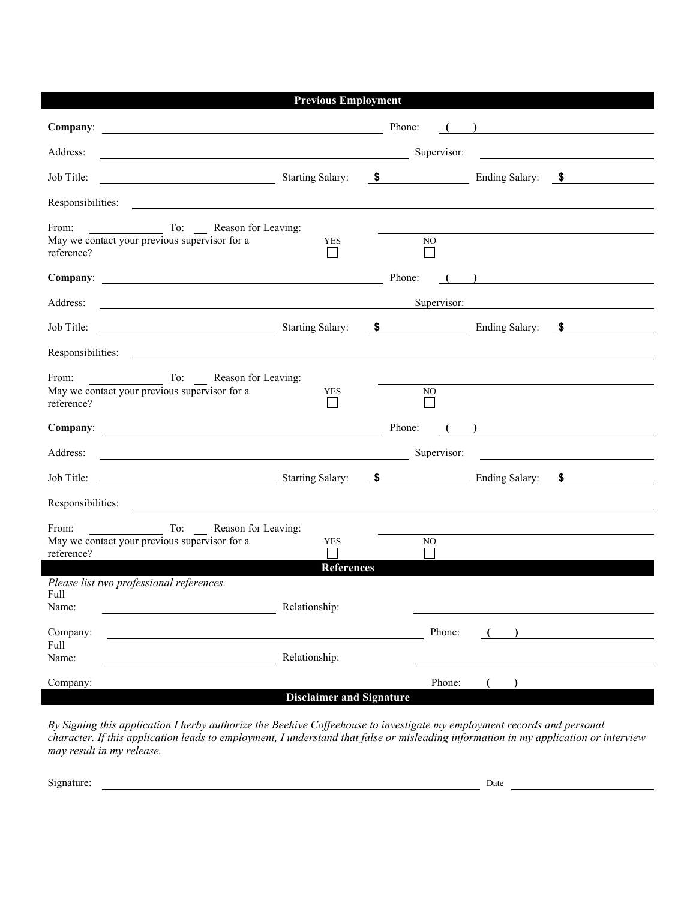## Previous Employment

**Company**: ______________________ Phone: ( ) ______________

Address: ______________________ Supervisor: ______________

Job Title: ______________ Starting Salary: $ ________ Ending Salary: $ ________

Responsibilities: ______________________________________________

From: ________ To: ___ Reason for Leaving: ______________________

May we contact your previous supervisor for a reference? YES ☐ NO ☐

**Company**: ______________________ Phone: ( ) ______________

Address: ______________________ Supervisor: ______________

Job Title: ______________ Starting Salary: $ ________ Ending Salary: $ ________

Responsibilities: ______________________________________________

From: ________ To: ___ Reason for Leaving: ______________________

May we contact your previous supervisor for a reference? YES ☐ NO ☐

**Company**: ______________________ Phone: ( ) ______________

Address: ______________________ Supervisor: ______________

Job Title: ______________ Starting Salary: $ ________ Ending Salary: $ ________

Responsibilities: ______________________________________________

From: ________ To: ___ Reason for Leaving: ______________________

May we contact your previous supervisor for a reference? YES ☐ NO ☐

## References

*Please list two professional references.*

Full Name: ______________ Relationship: ______________

Company: ______________________ Phone: ( ) ______________

Full Name: ______________ Relationship: ______________

Company: Phone: ( )

## Disclaimer and Signature

*By Signing this application I herby authorize the Beehive Coffeehouse to investigate my employment records and personal character. If this application leads to employment, I understand that false or misleading information in my application or interview may result in my release.*

Signature: ______________________________ Date ______________